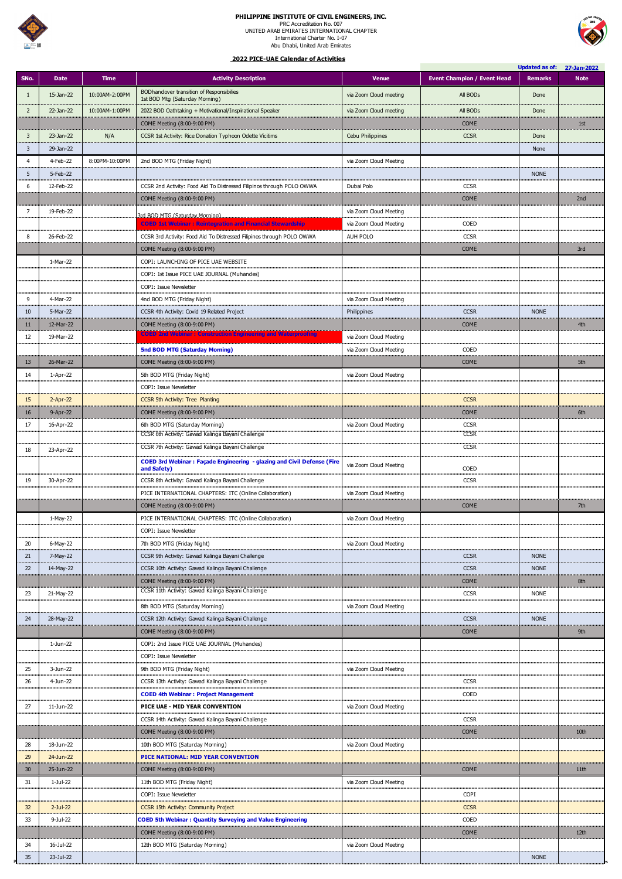**PHILIPPINE INSTITUTE OF CIVIL ENGINEERS, INC.**
PRC Accreditation No. 007
UNITED ARAB EMIRATES INTERNATIONAL CHAPTER
International Charter No. I-07
Abu Dhabi, United Arab Emirates

**2022 PICE-UAE Calendar of Activities**

Updated as of: 27-Jan-2022

| SNo. | Date | Time | Activity Description | Venue | Event Champion / Event Head | Remarks | Note |
|---|---|---|---|---|---|---|---|
| 1 | 15-Jan-22 | 10:00AM-2:00PM | BODhandover transition of Responsibilies<br>1st BOD Mtg (Saturday Morning) | via Zoom Cloud meeting | All BODs | Done | |
| 2 | 22-Jan-22 | 10:00AM-1:00PM | 2022 BOD Oathtaking + Motivational/Inspirational Speaker | via Zoom Cloud meeting | All BODs | Done | |
| | | | COME Meeting (8:00-9:00 PM) | | COME | | 1st |
| 3 | 23-Jan-22 | N/A | CCSR 1st Activity: Rice Donation Typhoon Odette Vicitims | Cebu Philippines | CCSR | Done | |
| 3 | 29-Jan-22 | | | | | None | |
| 4 | 4-Feb-22 | 8:00PM-10:00PM | 2nd BOD MTG (Friday Night) | via Zoom Cloud Meeting | | | |
| 5 | 5-Feb-22 | | | | | NONE | |
| 6 | 12-Feb-22 | | CCSR 2nd Activity: Food Aid To Distressed Filipinos through POLO OWWA | Dubai Polo | CCSR | | |
| | | | COME Meeting (8:00-9:00 PM) | | COME | | 2nd |
| 7 | 19-Feb-22 | | 3rd BOD MTG (Saturday Morning) | via Zoom Cloud Meeting | | | |
| | | | **COED 1st Webinar : Reintegration and Financial Stewardship** | via Zoom Cloud Meeting | COED | | |
| 8 | 26-Feb-22 | | CCSR 3rd Activity: Food Aid To Distressed Filipinos through POLO OWWA | AUH POLO | CCSR | | |
| | | | COME Meeting (8:00-9:00 PM) | | COME | | 3rd |
| | 1-Mar-22 | | COPI: LAUNCHING OF PICE UAE WEBSITE | | | | |
| | | | COPI: 1st Issue PICE UAE JOURNAL (Muhandes) | | | | |
| | | | COPI: Issue Newsletter | | | | |
| 9 | 4-Mar-22 | | 4nd BOD MTG (Friday Night) | via Zoom Cloud Meeting | | | |
| 10 | 5-Mar-22 | | CCSR 4th Activity: Covid 19 Related Project | Philippines | CCSR | NONE | |
| 11 | 12-Mar-22 | | COME Meeting (8:00-9:00 PM) | | COME | | 4th |
| 12 | 19-Mar-22 | | **COED 2nd Webinar : Construction Engineering and Waterproofing** | via Zoom Cloud Meeting | | | |
| | | | **5nd BOD MTG (Saturday Morning)** | via Zoom Cloud Meeting | COED | | |
| 13 | 26-Mar-22 | | COME Meeting (8:00-9:00 PM) | | COME | | 5th |
| 14 | 1-Apr-22 | | 5th BOD MTG (Friday Night) | via Zoom Cloud Meeting | | | |
| | | | COPI: Issue Newsletter | | | | |
| 15 | 2-Apr-22 | | CCSR 5th Activity: Tree Planting | | CCSR | | |
| 16 | 9-Apr-22 | | COME Meeting (8:00-9:00 PM) | | COME | | 6th |
| 17 | 16-Apr-22 | | 6th BOD MTG (Saturday Morning) | via Zoom Cloud Meeting | CCSR | | |
| | | | CCSR 6th Activity: Gawad Kalinga Bayani Challenge | | CCSR | | |
| 18 | 23-Apr-22 | | CCSR 7th Activity: Gawad Kalinga Bayani Challenge | | CCSR | | |
| | | | **COED 3rd Webinar : Façade Engineering - glazing and Civil Defense (Fire and Safety)** | via Zoom Cloud Meeting | COED | | |
| 19 | 30-Apr-22 | | CCSR 8th Activity: Gawad Kalinga Bayani Challenge | | CCSR | | |
| | | | PICE INTERNATIONAL CHAPTERS: ITC (Online Collaboration) | via Zoom Cloud Meeting | | | |
| | | | COME Meeting (8:00-9:00 PM) | | COME | | 7th |
| | 1-May-22 | | PICE INTERNATIONAL CHAPTERS: ITC (Online Collaboration) | via Zoom Cloud Meeting | | | |
| | | | COPI: Issue Newsletter | | | | |
| 20 | 6-May-22 | | 7th BOD MTG (Friday Night) | via Zoom Cloud Meeting | | | |
| 21 | 7-May-22 | | CCSR 9th Activity: Gawad Kalinga Bayani Challenge | | CCSR | NONE | |
| 22 | 14-May-22 | | CCSR 10th Activity: Gawad Kalinga Bayani Challenge | | CCSR | NONE | |
| | | | COME Meeting (8:00-9:00 PM) | | COME | | 8th |
| 23 | 21-May-22 | | CCSR 11th Activity: Gawad Kalinga Bayani Challenge | | CCSR | NONE | |
| | | | 8th BOD MTG (Saturday Morning) | via Zoom Cloud Meeting | | | |
| 24 | 28-May-22 | | CCSR 12th Activity: Gawad Kalinga Bayani Challenge | | CCSR | NONE | |
| | | | COME Meeting (8:00-9:00 PM) | | COME | | 9th |
| | 1-Jun-22 | | COPI: 2nd Issue PICE UAE JOURNAL (Muhandes) | | | | |
| | | | COPI: Issue Newsletter | | | | |
| 25 | 3-Jun-22 | | 9th BOD MTG (Friday Night) | via Zoom Cloud Meeting | | | |
| 26 | 4-Jun-22 | | CCSR 13th Activity: Gawad Kalinga Bayani Challenge | | CCSR | | |
| | | | **COED 4th Webinar : Project Management** | | COED | | |
| 27 | 11-Jun-22 | | **PICE UAE - MID YEAR CONVENTION** | via Zoom Cloud Meeting | | | |
| | | | CCSR 14th Activity: Gawad Kalinga Bayani Challenge | | CCSR | | |
| | | | COME Meeting (8:00-9:00 PM) | | COME | | 10th |
| 28 | 18-Jun-22 | | 10th BOD MTG (Saturday Morning) | via Zoom Cloud Meeting | | | |
| 29 | 24-Jun-22 | | **PICE NATIONAL: MID YEAR CONVENTION** | | | | |
| 30 | 25-Jun-22 | | COME Meeting (8:00-9:00 PM) | | COME | | 11th |
| 31 | 1-Jul-22 | | 11th BOD MTG (Friday Night) | via Zoom Cloud Meeting | | | |
| | | | COPI: Issue Newsletter | | COPI | | |
| 32 | 2-Jul-22 | | CCSR 15th Activity: Community Project | | CCSR | | |
| 33 | 9-Jul-22 | | **COED 5th Webinar : Quantity Surveying and Value Engineering** | | COED | | |
| | | | COME Meeting (8:00-9:00 PM) | | COME | | 12th |
| 34 | 16-Jul-22 | | 12th BOD MTG (Saturday Morning) | via Zoom Cloud Meeting | | | |
| 35 | 23-Jul-22 | | | | | NONE | |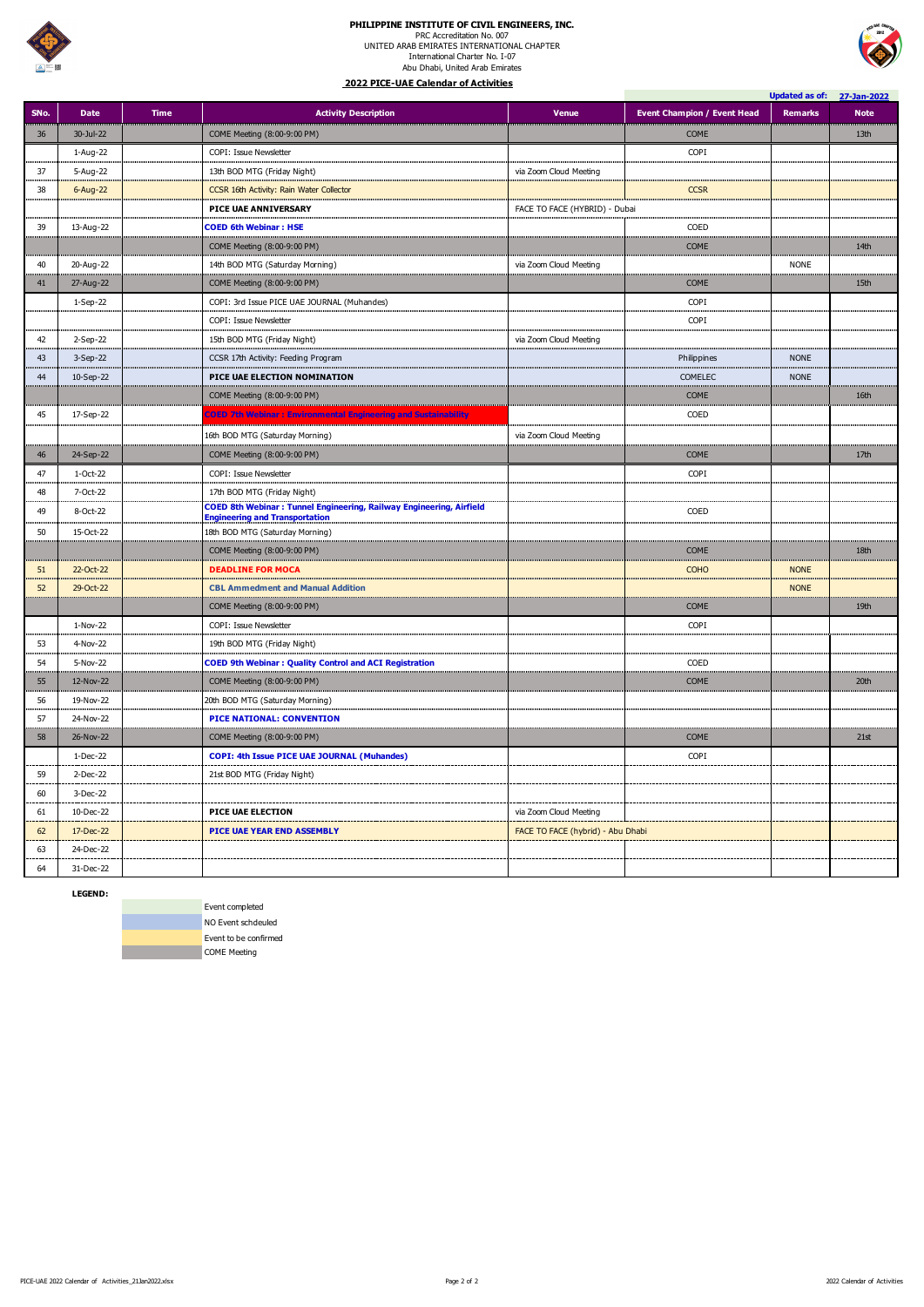**PHILIPPINE INSTITUTE OF CIVIL ENGINEERS, INC.**
PRC Accreditation No. 007
UNITED ARAB EMIRATES INTERNATIONAL CHAPTER
International Charter No. I-07
Abu Dhabi, United Arab Emirates

**2022 PICE-UAE Calendar of Activities**

Updated as of: 27-Jan-2022

| SNo. | Date | Time | Activity Description | Venue | Event Champion / Event Head | Remarks | Note |
|---|---|---|---|---|---|---|---|
| 36 | 30-Jul-22 | | COME Meeting (8:00-9:00 PM) | | COME | | 13th |
| | 1-Aug-22 | | COPI: Issue Newsletter | | COPI | | |
| 37 | 5-Aug-22 | | 13th BOD MTG (Friday Night) | via Zoom Cloud Meeting | | | |
| 38 | 6-Aug-22 | | CCSR 16th Activity: Rain Water Collector | | CCSR | | |
| | | | **PICE UAE ANNIVERSARY** | FACE TO FACE (HYBRID) - Dubai | | | |
| 39 | 13-Aug-22 | | **COED 6th Webinar : HSE** | | COED | | |
| | | | COME Meeting (8:00-9:00 PM) | | COME | | 14th |
| 40 | 20-Aug-22 | | 14th BOD MTG (Saturday Morning) | via Zoom Cloud Meeting | | NONE | |
| 41 | 27-Aug-22 | | COME Meeting (8:00-9:00 PM) | | COME | | 15th |
| | 1-Sep-22 | | COPI: 3rd Issue PICE UAE JOURNAL (Muhandes) | | COPI | | |
| | | | COPI: Issue Newsletter | | COPI | | |
| 42 | 2-Sep-22 | | 15th BOD MTG (Friday Night) | via Zoom Cloud Meeting | | | |
| 43 | 3-Sep-22 | | CCSR 17th Activity: Feeding Program | | Philippines | NONE | |
| 44 | 10-Sep-22 | | **PICE UAE ELECTION NOMINATION** | | COMELEC | NONE | |
| | | | COME Meeting (8:00-9:00 PM) | | COME | | 16th |
| 45 | 17-Sep-22 | | **COED 7th Webinar : Environmental Engineering and Sustainability** | | COED | | |
| | | | 16th BOD MTG (Saturday Morning) | via Zoom Cloud Meeting | | | |
| 46 | 24-Sep-22 | | COME Meeting (8:00-9:00 PM) | | COME | | 17th |
| 47 | 1-Oct-22 | | COPI: Issue Newsletter | | COPI | | |
| 48 | 7-Oct-22 | | 17th BOD MTG (Friday Night) | | | | |
| 49 | 8-Oct-22 | | **COED 8th Webinar : Tunnel Engineering, Railway Engineering, Airfield Engineering and Transportation** | | COED | | |
| 50 | 15-Oct-22 | | 18th BOD MTG (Saturday Morning) | | | | |
| | | | COME Meeting (8:00-9:00 PM) | | COME | | 18th |
| 51 | 22-Oct-22 | | **DEADLINE FOR MOCA** | | COHO | NONE | |
| 52 | 29-Oct-22 | | **CBL Ammedment and Manual Addition** | | | NONE | |
| | | | COME Meeting (8:00-9:00 PM) | | COME | | 19th |
| | 1-Nov-22 | | COPI: Issue Newsletter | | COPI | | |
| 53 | 4-Nov-22 | | 19th BOD MTG (Friday Night) | | | | |
| 54 | 5-Nov-22 | | **COED 9th Webinar : Quality Control and ACI Registration** | | COED | | |
| 55 | 12-Nov-22 | | COME Meeting (8:00-9:00 PM) | | COME | | 20th |
| 56 | 19-Nov-22 | | 20th BOD MTG (Saturday Morning) | | | | |
| 57 | 24-Nov-22 | | **PICE NATIONAL: CONVENTION** | | | | |
| 58 | 26-Nov-22 | | COME Meeting (8:00-9:00 PM) | | COME | | 21st |
| | 1-Dec-22 | | **COPI: 4th Issue PICE UAE JOURNAL (Muhandes)** | | COPI | | |
| 59 | 2-Dec-22 | | 21st BOD MTG (Friday Night) | | | | |
| 60 | 3-Dec-22 | | | | | | |
| 61 | 10-Dec-22 | | **PICE UAE ELECTION** | via Zoom Cloud Meeting | | | |
| 62 | 17-Dec-22 | | **PICE UAE YEAR END ASSEMBLY** | FACE TO FACE (hybrid) - Abu Dhabi | | | |
| 63 | 24-Dec-22 | | | | | | |
| 64 | 31-Dec-22 | | | | | | |

**LEGEND:**

- Event completed
- NO Event schdeuled
- Event to be confirmed
- COME Meeting